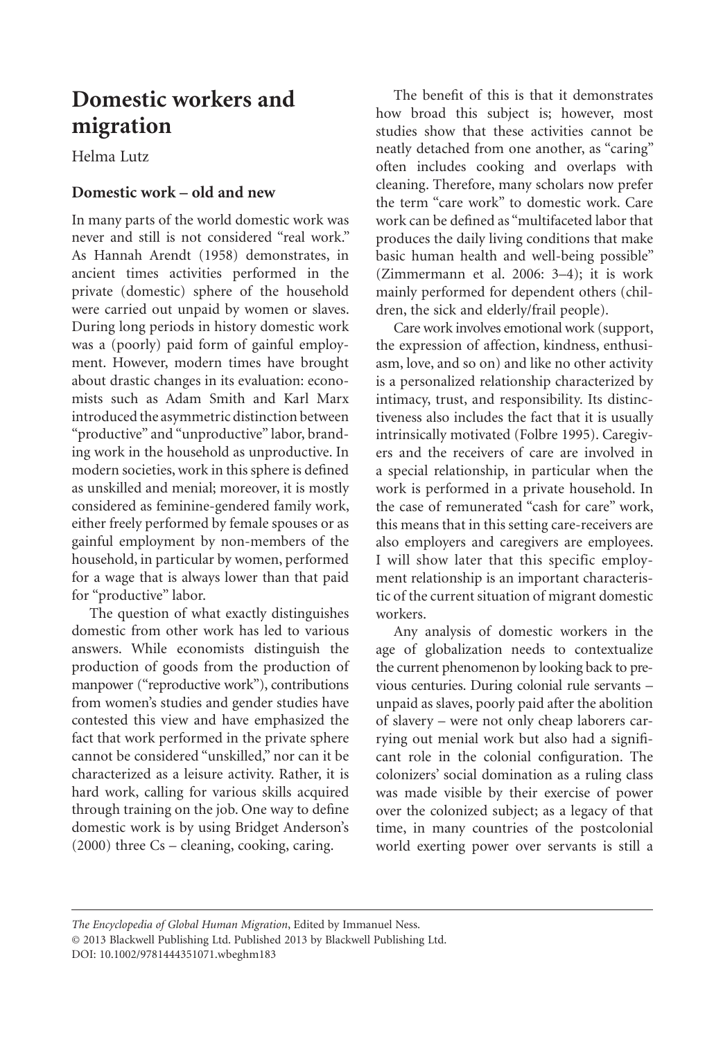# Domestic workers and migration

Helma Lutz

## Domestic work – old and new

In many parts of the world domestic work was never and still is not considered "real work." As Hannah Arendt (1958) demonstrates, in ancient times activities performed in the private (domestic) sphere of the household were carried out unpaid by women or slaves. During long periods in history domestic work was a (poorly) paid form of gainful employment. However, modern times have brought about drastic changes in its evaluation: economists such as Adam Smith and Karl Marx introduced the asymmetric distinction between "productive" and "unproductive" labor, branding work in the household as unproductive. In modern societies, work in this sphere is defined as unskilled and menial; moreover, it is mostly considered as feminine-gendered family work, either freely performed by female spouses or as gainful employment by non-members of the household, in particular by women, performed for a wage that is always lower than that paid for "productive" labor.

The question of what exactly distinguishes domestic from other work has led to various answers. While economists distinguish the production of goods from the production of manpower ("reproductive work"), contributions from women's studies and gender studies have contested this view and have emphasized the fact that work performed in the private sphere cannot be considered "unskilled," nor can it be characterized as a leisure activity. Rather, it is hard work, calling for various skills acquired through training on the job. One way to define domestic work is by using Bridget Anderson's (2000) three Cs – cleaning, cooking, caring.

The benefit of this is that it demonstrates how broad this subject is; however, most studies show that these activities cannot be neatly detached from one another, as "caring" often includes cooking and overlaps with cleaning. Therefore, many scholars now prefer the term "care work" to domestic work. Care work can be defined as "multifaceted labor that produces the daily living conditions that make basic human health and well-being possible" (Zimmermann et al. 2006: 3–4); it is work mainly performed for dependent others (children, the sick and elderly/frail people).

Care work involves emotional work (support, the expression of affection, kindness, enthusiasm, love, and so on) and like no other activity is a personalized relationship characterized by intimacy, trust, and responsibility. Its distinctiveness also includes the fact that it is usually intrinsically motivated (Folbre 1995). Caregivers and the receivers of care are involved in a special relationship, in particular when the work is performed in a private household. In the case of remunerated "cash for care" work, this means that in this setting care-receivers are also employers and caregivers are employees. I will show later that this specific employment relationship is an important characteristic of the current situation of migrant domestic workers.

Any analysis of domestic workers in the age of globalization needs to contextualize the current phenomenon by looking back to previous centuries. During colonial rule servants – unpaid as slaves, poorly paid after the abolition of slavery – were not only cheap laborers carrying out menial work but also had a significant role in the colonial configuration. The colonizers' social domination as a ruling class was made visible by their exercise of power over the colonized subject; as a legacy of that time, in many countries of the postcolonial world exerting power over servants is still a

*The Encyclopedia of Global Human Migration*, Edited by Immanuel Ness.
© 2013 Blackwell Publishing Ltd. Published 2013 by Blackwell Publishing Ltd.
DOI: 10.1002/9781444351071.wbeghm183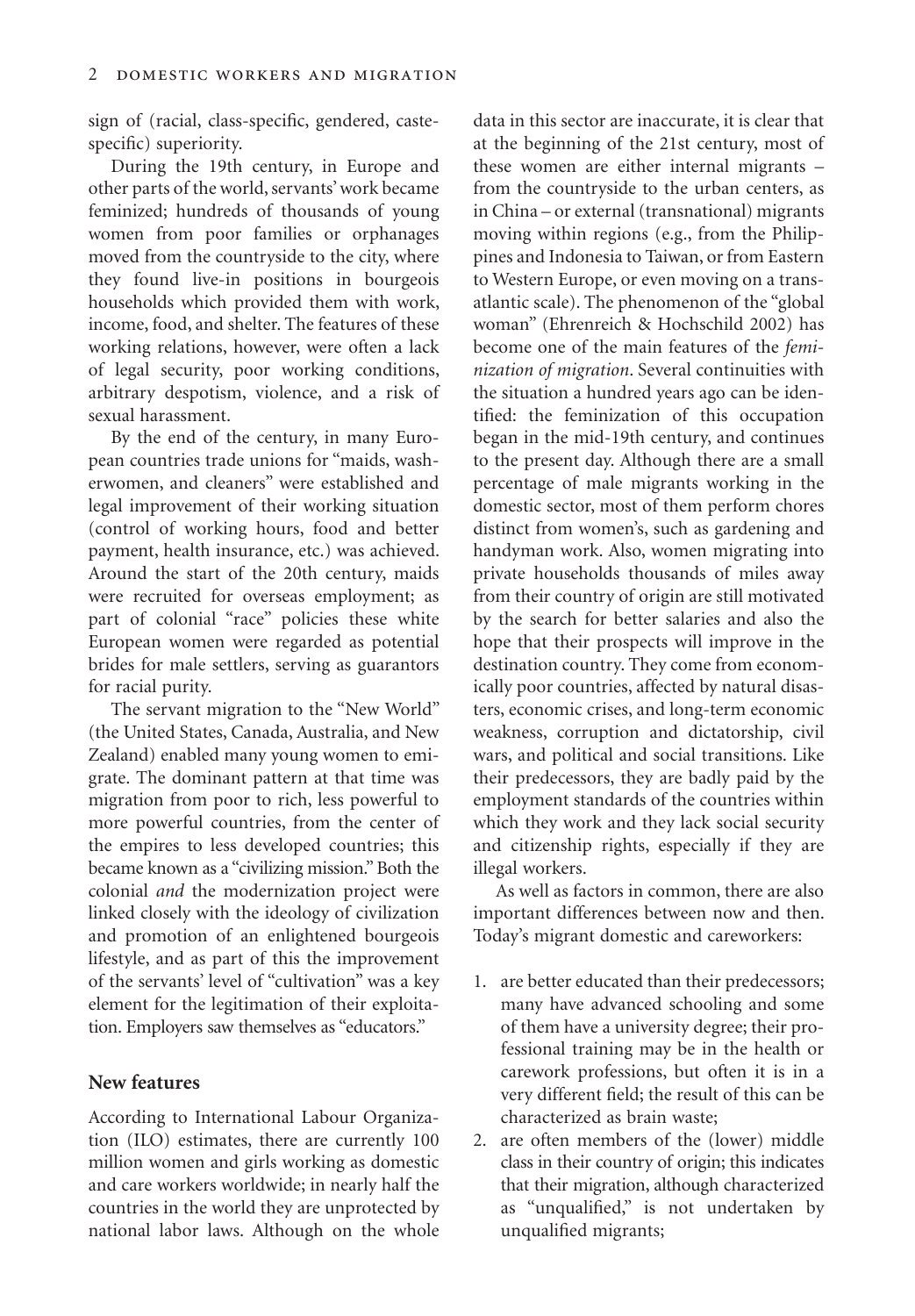sign of (racial, class-specific, gendered, caste-specific) superiority.

During the 19th century, in Europe and other parts of the world, servants' work became feminized; hundreds of thousands of young women from poor families or orphanages moved from the countryside to the city, where they found live-in positions in bourgeois households which provided them with work, income, food, and shelter. The features of these working relations, however, were often a lack of legal security, poor working conditions, arbitrary despotism, violence, and a risk of sexual harassment.

By the end of the century, in many European countries trade unions for "maids, washerwomen, and cleaners" were established and legal improvement of their working situation (control of working hours, food and better payment, health insurance, etc.) was achieved. Around the start of the 20th century, maids were recruited for overseas employment; as part of colonial "race" policies these white European women were regarded as potential brides for male settlers, serving as guarantors for racial purity.

The servant migration to the "New World" (the United States, Canada, Australia, and New Zealand) enabled many young women to emigrate. The dominant pattern at that time was migration from poor to rich, less powerful to more powerful countries, from the center of the empires to less developed countries; this became known as a "civilizing mission." Both the colonial *and* the modernization project were linked closely with the ideology of civilization and promotion of an enlightened bourgeois lifestyle, and as part of this the improvement of the servants' level of "cultivation" was a key element for the legitimation of their exploitation. Employers saw themselves as "educators."

## New features

According to International Labour Organization (ILO) estimates, there are currently 100 million women and girls working as domestic and care workers worldwide; in nearly half the countries in the world they are unprotected by national labor laws. Although on the whole data in this sector are inaccurate, it is clear that at the beginning of the 21st century, most of these women are either internal migrants – from the countryside to the urban centers, as in China – or external (transnational) migrants moving within regions (e.g., from the Philippines and Indonesia to Taiwan, or from Eastern to Western Europe, or even moving on a transatlantic scale). The phenomenon of the "global woman" (Ehrenreich & Hochschild 2002) has become one of the main features of the *feminization of migration*. Several continuities with the situation a hundred years ago can be identified: the feminization of this occupation began in the mid-19th century, and continues to the present day. Although there are a small percentage of male migrants working in the domestic sector, most of them perform chores distinct from women's, such as gardening and handyman work. Also, women migrating into private households thousands of miles away from their country of origin are still motivated by the search for better salaries and also the hope that their prospects will improve in the destination country. They come from economically poor countries, affected by natural disasters, economic crises, and long-term economic weakness, corruption and dictatorship, civil wars, and political and social transitions. Like their predecessors, they are badly paid by the employment standards of the countries within which they work and they lack social security and citizenship rights, especially if they are illegal workers.

As well as factors in common, there are also important differences between now and then. Today's migrant domestic and careworkers:

1. are better educated than their predecessors; many have advanced schooling and some of them have a university degree; their professional training may be in the health or carework professions, but often it is in a very different field; the result of this can be characterized as brain waste;
2. are often members of the (lower) middle class in their country of origin; this indicates that their migration, although characterized as "unqualified," is not undertaken by unqualified migrants;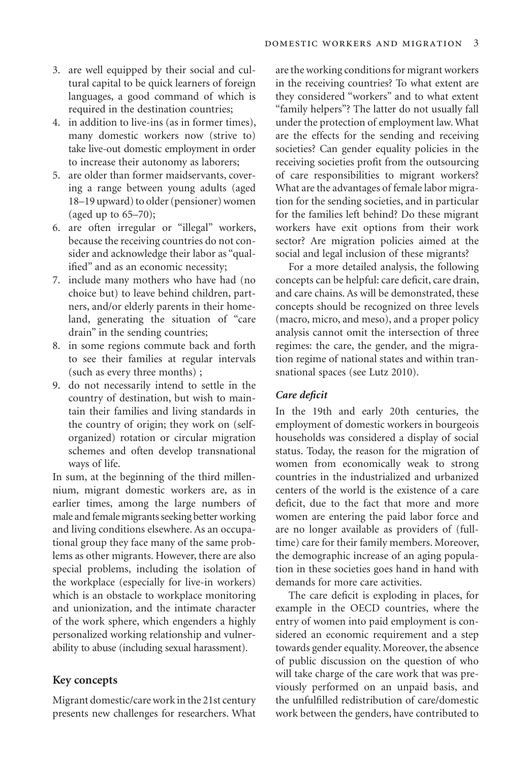3. are well equipped by their social and cultural capital to be quick learners of foreign languages, a good command of which is required in the destination countries;
4. in addition to live-ins (as in former times), many domestic workers now (strive to) take live-out domestic employment in order to increase their autonomy as laborers;
5. are older than former maidservants, covering a range between young adults (aged 18–19 upward) to older (pensioner) women (aged up to 65–70);
6. are often irregular or "illegal" workers, because the receiving countries do not consider and acknowledge their labor as "qualified" and as an economic necessity;
7. include many mothers who have had (no choice but) to leave behind children, partners, and/or elderly parents in their homeland, generating the situation of "care drain" in the sending countries;
8. in some regions commute back and forth to see their families at regular intervals (such as every three months) ;
9. do not necessarily intend to settle in the country of destination, but wish to maintain their families and living standards in the country of origin; they work on (self-organized) rotation or circular migration schemes and often develop transnational ways of life.

In sum, at the beginning of the third millennium, migrant domestic workers are, as in earlier times, among the large numbers of male and female migrants seeking better working and living conditions elsewhere. As an occupational group they face many of the same problems as other migrants. However, there are also special problems, including the isolation of the workplace (especially for live-in workers) which is an obstacle to workplace monitoring and unionization, and the intimate character of the work sphere, which engenders a highly personalized working relationship and vulnerability to abuse (including sexual harassment).

## Key concepts

Migrant domestic/care work in the 21st century presents new challenges for researchers. What are the working conditions for migrant workers in the receiving countries? To what extent are they considered "workers" and to what extent "family helpers"? The latter do not usually fall under the protection of employment law. What are the effects for the sending and receiving societies? Can gender equality policies in the receiving societies profit from the outsourcing of care responsibilities to migrant workers? What are the advantages of female labor migration for the sending societies, and in particular for the families left behind? Do these migrant workers have exit options from their work sector? Are migration policies aimed at the social and legal inclusion of these migrants?

For a more detailed analysis, the following concepts can be helpful: care deficit, care drain, and care chains. As will be demonstrated, these concepts should be recognized on three levels (macro, micro, and meso), and a proper policy analysis cannot omit the intersection of three regimes: the care, the gender, and the migration regime of national states and within transnational spaces (see Lutz 2010).

### *Care deficit*

In the 19th and early 20th centuries, the employment of domestic workers in bourgeois households was considered a display of social status. Today, the reason for the migration of women from economically weak to strong countries in the industrialized and urbanized centers of the world is the existence of a care deficit, due to the fact that more and more women are entering the paid labor force and are no longer available as providers of (full-time) care for their family members. Moreover, the demographic increase of an aging population in these societies goes hand in hand with demands for more care activities.

The care deficit is exploding in places, for example in the OECD countries, where the entry of women into paid employment is considered an economic requirement and a step towards gender equality. Moreover, the absence of public discussion on the question of who will take charge of the care work that was previously performed on an unpaid basis, and the unfulfilled redistribution of care/domestic work between the genders, have contributed to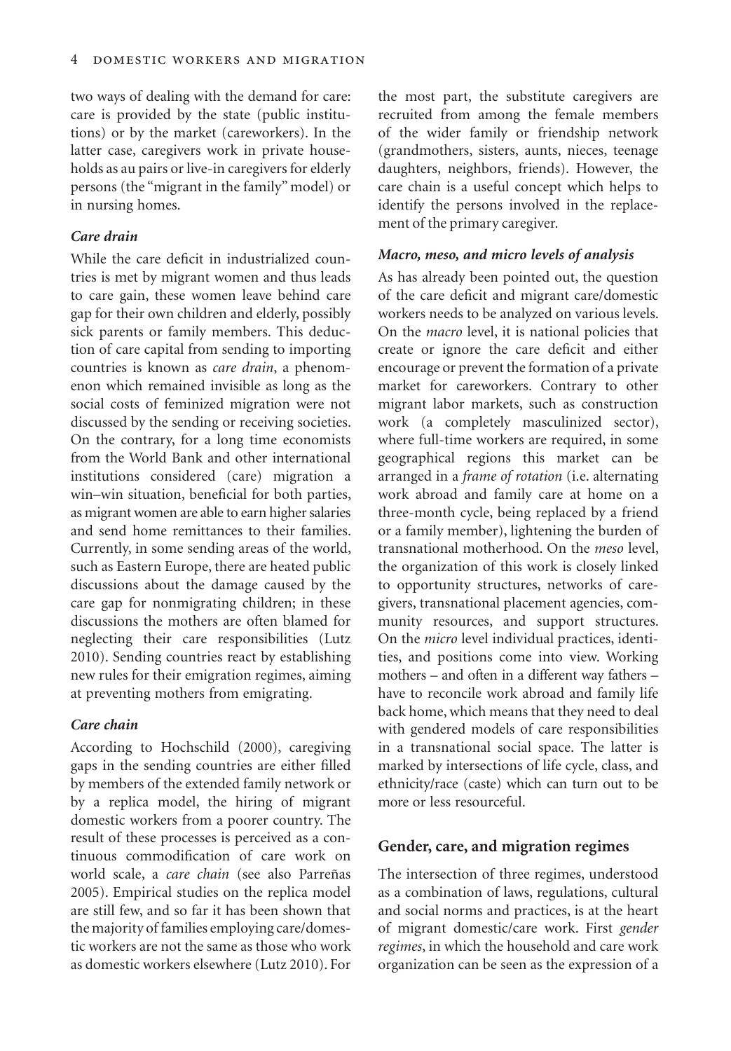two ways of dealing with the demand for care: care is provided by the state (public institutions) or by the market (careworkers). In the latter case, caregivers work in private households as au pairs or live-in caregivers for elderly persons (the "migrant in the family" model) or in nursing homes.

### *Care drain*

While the care deficit in industrialized countries is met by migrant women and thus leads to care gain, these women leave behind care gap for their own children and elderly, possibly sick parents or family members. This deduction of care capital from sending to importing countries is known as *care drain*, a phenomenon which remained invisible as long as the social costs of feminized migration were not discussed by the sending or receiving societies. On the contrary, for a long time economists from the World Bank and other international institutions considered (care) migration a win–win situation, beneficial for both parties, as migrant women are able to earn higher salaries and send home remittances to their families. Currently, in some sending areas of the world, such as Eastern Europe, there are heated public discussions about the damage caused by the care gap for nonmigrating children; in these discussions the mothers are often blamed for neglecting their care responsibilities (Lutz 2010). Sending countries react by establishing new rules for their emigration regimes, aiming at preventing mothers from emigrating.

### *Care chain*

According to Hochschild (2000), caregiving gaps in the sending countries are either filled by members of the extended family network or by a replica model, the hiring of migrant domestic workers from a poorer country. The result of these processes is perceived as a continuous commodification of care work on world scale, a *care chain* (see also Parreñas 2005). Empirical studies on the replica model are still few, and so far it has been shown that the majority of families employing care/domestic workers are not the same as those who work as domestic workers elsewhere (Lutz 2010). For the most part, the substitute caregivers are recruited from among the female members of the wider family or friendship network (grandmothers, sisters, aunts, nieces, teenage daughters, neighbors, friends). However, the care chain is a useful concept which helps to identify the persons involved in the replacement of the primary caregiver.

### *Macro, meso, and micro levels of analysis*

As has already been pointed out, the question of the care deficit and migrant care/domestic workers needs to be analyzed on various levels. On the *macro* level, it is national policies that create or ignore the care deficit and either encourage or prevent the formation of a private market for careworkers. Contrary to other migrant labor markets, such as construction work (a completely masculinized sector), where full-time workers are required, in some geographical regions this market can be arranged in a *frame of rotation* (i.e. alternating work abroad and family care at home on a three-month cycle, being replaced by a friend or a family member), lightening the burden of transnational motherhood. On the *meso* level, the organization of this work is closely linked to opportunity structures, networks of caregivers, transnational placement agencies, community resources, and support structures. On the *micro* level individual practices, identities, and positions come into view. Working mothers – and often in a different way fathers – have to reconcile work abroad and family life back home, which means that they need to deal with gendered models of care responsibilities in a transnational social space. The latter is marked by intersections of life cycle, class, and ethnicity/race (caste) which can turn out to be more or less resourceful.

## Gender, care, and migration regimes

The intersection of three regimes, understood as a combination of laws, regulations, cultural and social norms and practices, is at the heart of migrant domestic/care work. First *gender regimes*, in which the household and care work organization can be seen as the expression of a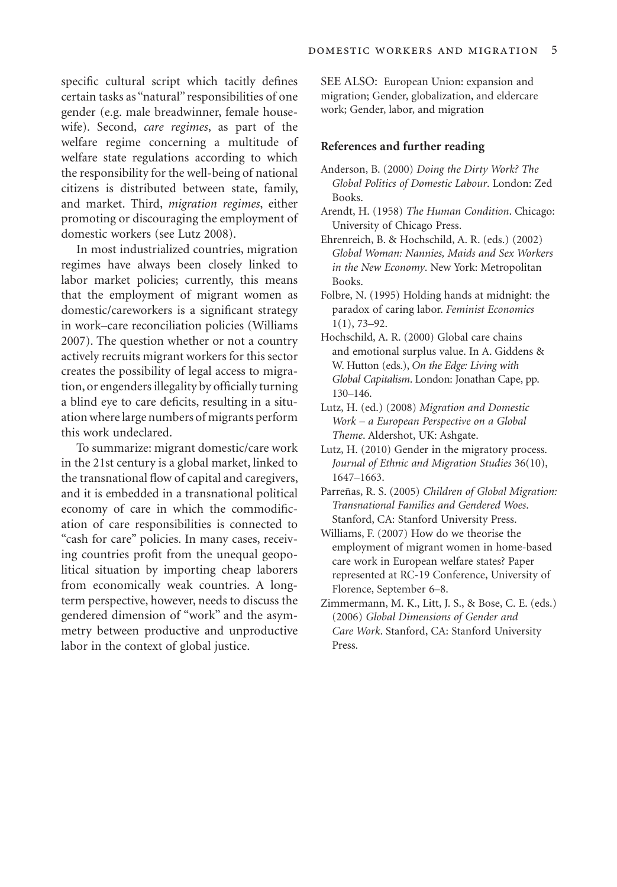specific cultural script which tacitly defines certain tasks as "natural" responsibilities of one gender (e.g. male breadwinner, female housewife). Second, *care regimes*, as part of the welfare regime concerning a multitude of welfare state regulations according to which the responsibility for the well-being of national citizens is distributed between state, family, and market. Third, *migration regimes*, either promoting or discouraging the employment of domestic workers (see Lutz 2008).

In most industrialized countries, migration regimes have always been closely linked to labor market policies; currently, this means that the employment of migrant women as domestic/careworkers is a significant strategy in work–care reconciliation policies (Williams 2007). The question whether or not a country actively recruits migrant workers for this sector creates the possibility of legal access to migration, or engenders illegality by officially turning a blind eye to care deficits, resulting in a situation where large numbers of migrants perform this work undeclared.

To summarize: migrant domestic/care work in the 21st century is a global market, linked to the transnational flow of capital and caregivers, and it is embedded in a transnational political economy of care in which the commodification of care responsibilities is connected to "cash for care" policies. In many cases, receiving countries profit from the unequal geopolitical situation by importing cheap laborers from economically weak countries. A long-term perspective, however, needs to discuss the gendered dimension of "work" and the asymmetry between productive and unproductive labor in the context of global justice.

SEE ALSO: European Union: expansion and migration; Gender, globalization, and eldercare work; Gender, labor, and migration

## References and further reading

Anderson, B. (2000) *Doing the Dirty Work? The Global Politics of Domestic Labour*. London: Zed Books.

Arendt, H. (1958) *The Human Condition*. Chicago: University of Chicago Press.

Ehrenreich, B. & Hochschild, A. R. (eds.) (2002) *Global Woman: Nannies, Maids and Sex Workers in the New Economy*. New York: Metropolitan Books.

Folbre, N. (1995) Holding hands at midnight: the paradox of caring labor. *Feminist Economics* 1(1), 73–92.

Hochschild, A. R. (2000) Global care chains and emotional surplus value. In A. Giddens & W. Hutton (eds.), *On the Edge: Living with Global Capitalism*. London: Jonathan Cape, pp. 130–146.

Lutz, H. (ed.) (2008) *Migration and Domestic Work – a European Perspective on a Global Theme*. Aldershot, UK: Ashgate.

Lutz, H. (2010) Gender in the migratory process. *Journal of Ethnic and Migration Studies* 36(10), 1647–1663.

Parreñas, R. S. (2005) *Children of Global Migration: Transnational Families and Gendered Woes*. Stanford, CA: Stanford University Press.

Williams, F. (2007) How do we theorise the employment of migrant women in home-based care work in European welfare states? Paper represented at RC-19 Conference, University of Florence, September 6–8.

Zimmermann, M. K., Litt, J. S., & Bose, C. E. (eds.) (2006) *Global Dimensions of Gender and Care Work*. Stanford, CA: Stanford University Press.